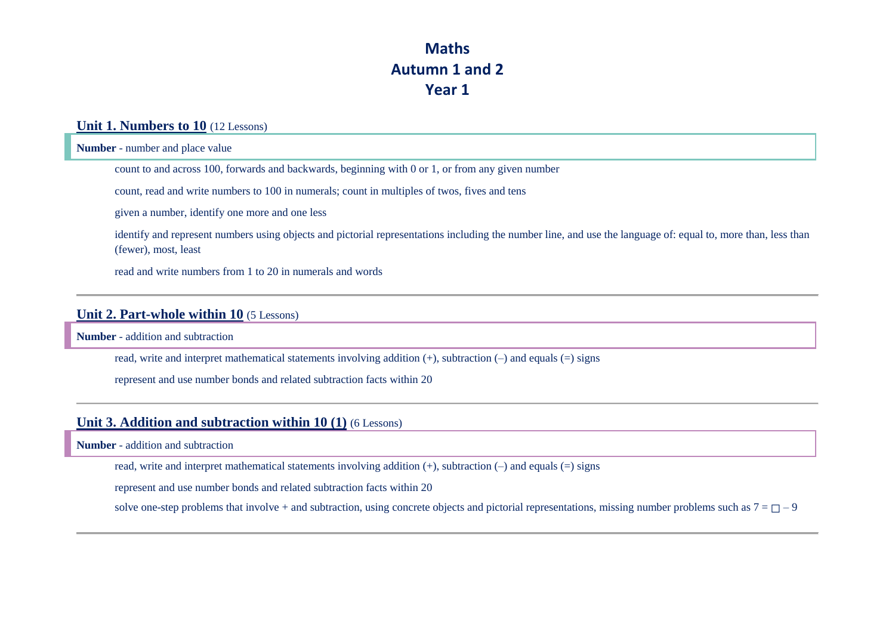# Maths
# Autumn 1 and 2
# Year 1

## Unit 1. Numbers to 10 (12 Lessons)

**Number** - number and place value

- count to and across 100, forwards and backwards, beginning with 0 or 1, or from any given number
- count, read and write numbers to 100 in numerals; count in multiples of twos, fives and tens
- given a number, identify one more and one less
- identify and represent numbers using objects and pictorial representations including the number line, and use the language of: equal to, more than, less than (fewer), most, least
- read and write numbers from 1 to 20 in numerals and words

---

## Unit 2. Part-whole within 10 (5 Lessons)

**Number** - addition and subtraction

- read, write and interpret mathematical statements involving addition (+), subtraction (–) and equals (=) signs
- represent and use number bonds and related subtraction facts within 20

---

## Unit 3. Addition and subtraction within 10 (1) (6 Lessons)

**Number** - addition and subtraction

- read, write and interpret mathematical statements involving addition (+), subtraction (–) and equals (=) signs
- represent and use number bonds and related subtraction facts within 20
- solve one-step problems that involve + and subtraction, using concrete objects and pictorial representations, missing number problems such as $7 = \square - 9$

---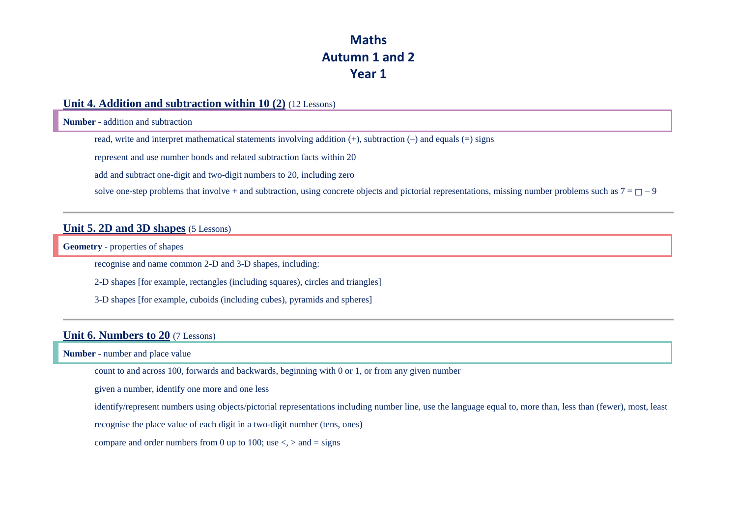# Maths
# Autumn 1 and 2
# Year 1

## Unit 4. Addition and subtraction within 10 (2) (12 Lessons)

**Number** - addition and subtraction

- read, write and interpret mathematical statements involving addition (+), subtraction (–) and equals (=) signs
- represent and use number bonds and related subtraction facts within 20
- add and subtract one-digit and two-digit numbers to 20, including zero
- solve one-step problems that involve + and subtraction, using concrete objects and pictorial representations, missing number problems such as 7 = □ – 9

---

## Unit 5. 2D and 3D shapes (5 Lessons)

**Geometry** - properties of shapes

- recognise and name common 2-D and 3-D shapes, including:
- 2-D shapes [for example, rectangles (including squares), circles and triangles]
- 3-D shapes [for example, cuboids (including cubes), pyramids and spheres]

---

## Unit 6. Numbers to 20 (7 Lessons)

**Number** - number and place value

- count to and across 100, forwards and backwards, beginning with 0 or 1, or from any given number
- given a number, identify one more and one less
- identify/represent numbers using objects/pictorial representations including number line, use the language equal to, more than, less than (fewer), most, least
- recognise the place value of each digit in a two-digit number (tens, ones)
- compare and order numbers from 0 up to 100; use <, > and = signs